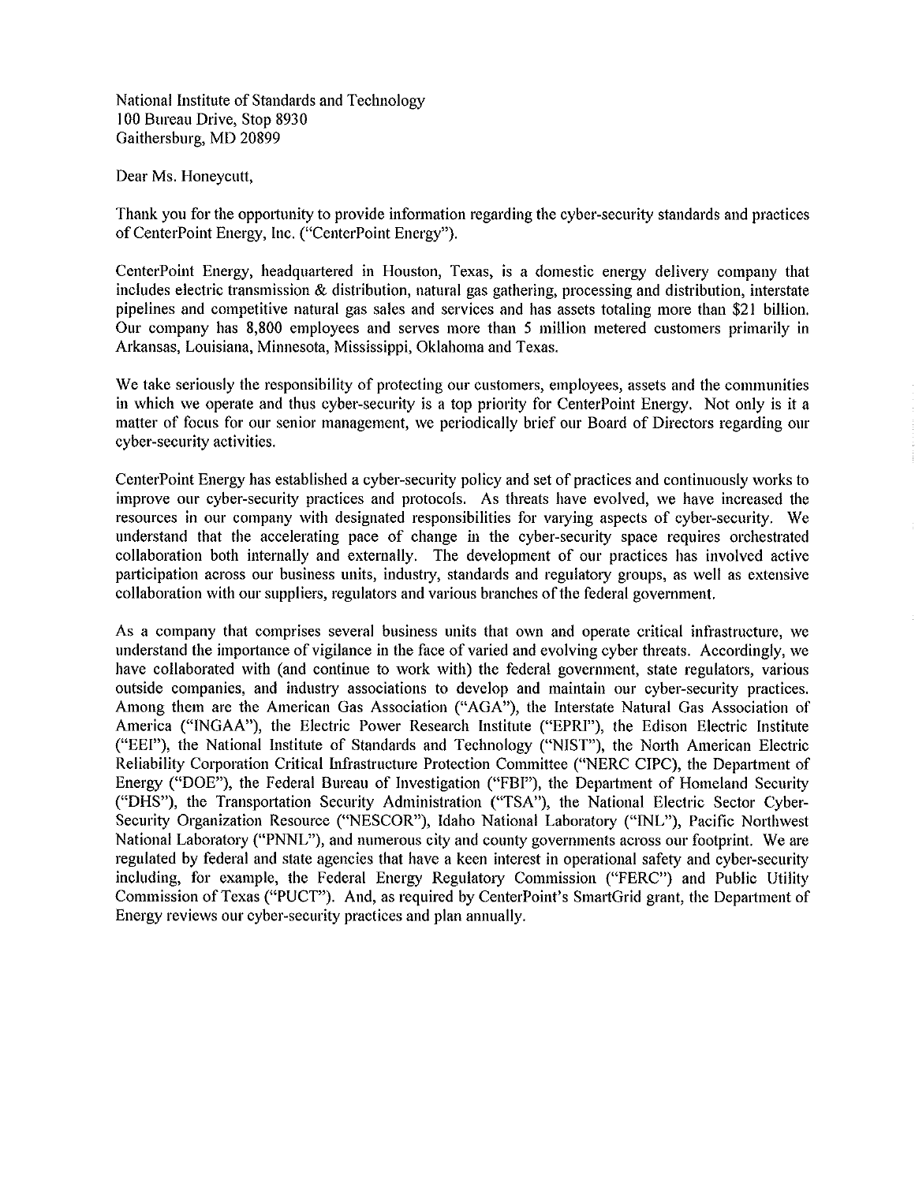National Institute of Standards and Technology
100 Bureau Drive, Stop 8930
Gaithersburg, MD 20899

Dear Ms. Honeycutt,

Thank you for the opportunity to provide information regarding the cyber-security standards and practices of CenterPoint Energy, Inc. ("CenterPoint Energy").

CenterPoint Energy, headquartered in Houston, Texas, is a domestic energy delivery company that includes electric transmission & distribution, natural gas gathering, processing and distribution, interstate pipelines and competitive natural gas sales and services and has assets totaling more than $21 billion. Our company has 8,800 employees and serves more than 5 million metered customers primarily in Arkansas, Louisiana, Minnesota, Mississippi, Oklahoma and Texas.

We take seriously the responsibility of protecting our customers, employees, assets and the communities in which we operate and thus cyber-security is a top priority for CenterPoint Energy. Not only is it a matter of focus for our senior management, we periodically brief our Board of Directors regarding our cyber-security activities.

CenterPoint Energy has established a cyber-security policy and set of practices and continuously works to improve our cyber-security practices and protocols. As threats have evolved, we have increased the resources in our company with designated responsibilities for varying aspects of cyber-security. We understand that the accelerating pace of change in the cyber-security space requires orchestrated collaboration both internally and externally. The development of our practices has involved active participation across our business units, industry, standards and regulatory groups, as well as extensive collaboration with our suppliers, regulators and various branches of the federal government.

As a company that comprises several business units that own and operate critical infrastructure, we understand the importance of vigilance in the face of varied and evolving cyber threats. Accordingly, we have collaborated with (and continue to work with) the federal government, state regulators, various outside companies, and industry associations to develop and maintain our cyber-security practices. Among them are the American Gas Association ("AGA"), the Interstate Natural Gas Association of America ("INGAA"), the Electric Power Research Institute ("EPRI"), the Edison Electric Institute ("EEI"), the National Institute of Standards and Technology ("NIST"), the North American Electric Reliability Corporation Critical Infrastructure Protection Committee ("NERC CIPC), the Department of Energy ("DOE"), the Federal Bureau of Investigation ("FBI"), the Department of Homeland Security ("DHS"), the Transportation Security Administration ("TSA"), the National Electric Sector Cyber-Security Organization Resource ("NESCOR"), Idaho National Laboratory ("INL"), Pacific Northwest National Laboratory ("PNNL"), and numerous city and county governments across our footprint. We are regulated by federal and state agencies that have a keen interest in operational safety and cyber-security including, for example, the Federal Energy Regulatory Commission ("FERC") and Public Utility Commission of Texas ("PUCT"). And, as required by CenterPoint's SmartGrid grant, the Department of Energy reviews our cyber-security practices and plan annually.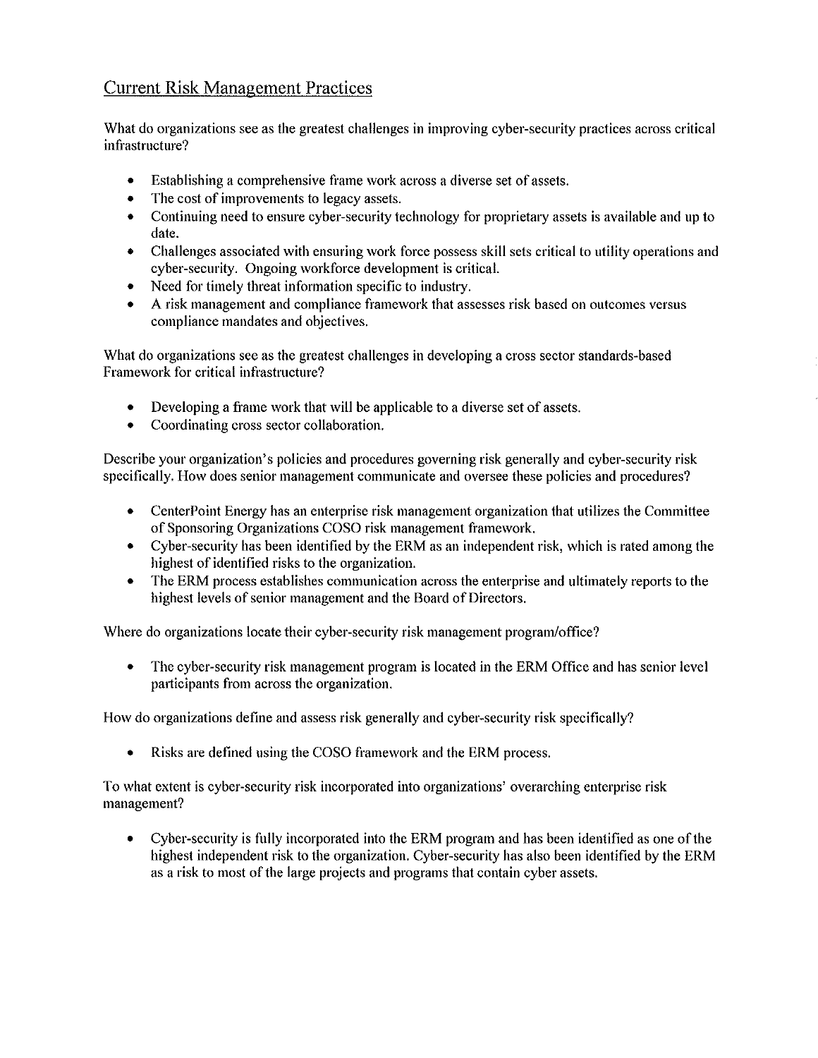## Current Risk Management Practices

What do organizations see as the greatest challenges in improving cyber-security practices across critical infrastructure?

- Establishing a comprehensive frame work across a diverse set of assets.
- The cost of improvements to legacy assets.
- Continuing need to ensure cyber-security technology for proprietary assets is available and up to date.
- Challenges associated with ensuring work force possess skill sets critical to utility operations and cyber-security. Ongoing workforce development is critical.
- Need for timely threat information specific to industry.
- A risk management and compliance framework that assesses risk based on outcomes versus compliance mandates and objectives.

What do organizations see as the greatest challenges in developing a cross sector standards-based Framework for critical infrastructure?

- Developing a frame work that will be applicable to a diverse set of assets.
- Coordinating cross sector collaboration.

Describe your organization's policies and procedures governing risk generally and cyber-security risk specifically. How does senior management communicate and oversee these policies and procedures?

- CenterPoint Energy has an enterprise risk management organization that utilizes the Committee of Sponsoring Organizations COSO risk management framework.
- Cyber-security has been identified by the ERM as an independent risk, which is rated among the highest of identified risks to the organization.
- The ERM process establishes communication across the enterprise and ultimately reports to the highest levels of senior management and the Board of Directors.

Where do organizations locate their cyber-security risk management program/office?

- The cyber-security risk management program is located in the ERM Office and has senior level participants from across the organization.

How do organizations define and assess risk generally and cyber-security risk specifically?

- Risks are defined using the COSO framework and the ERM process.

To what extent is cyber-security risk incorporated into organizations' overarching enterprise risk management?

- Cyber-security is fully incorporated into the ERM program and has been identified as one of the highest independent risk to the organization. Cyber-security has also been identified by the ERM as a risk to most of the large projects and programs that contain cyber assets.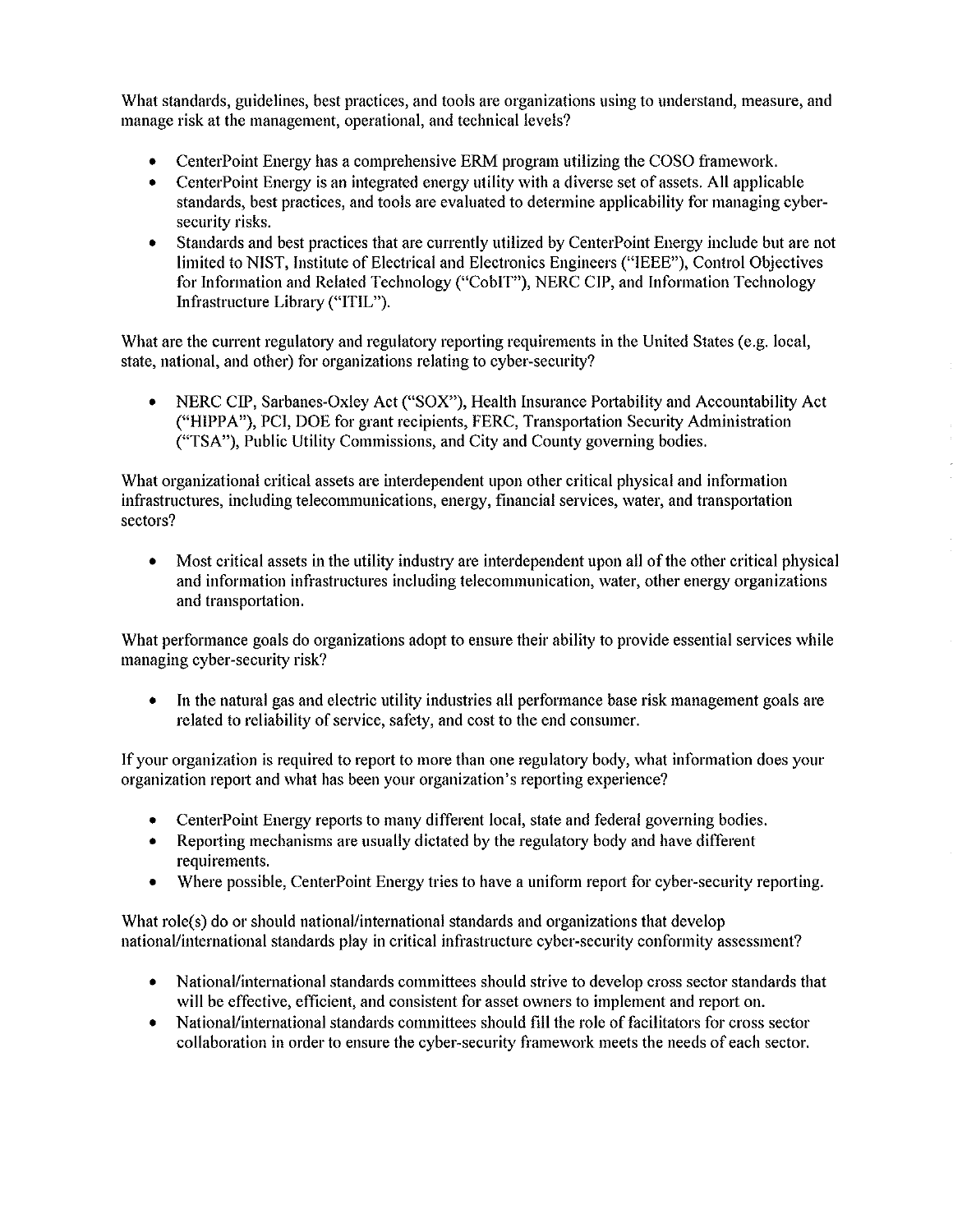What standards, guidelines, best practices, and tools are organizations using to understand, measure, and manage risk at the management, operational, and technical levels?

- CenterPoint Energy has a comprehensive ERM program utilizing the COSO framework.
- CenterPoint Energy is an integrated energy utility with a diverse set of assets. All applicable standards, best practices, and tools are evaluated to determine applicability for managing cyber-security risks.
- Standards and best practices that are currently utilized by CenterPoint Energy include but are not limited to NIST, Institute of Electrical and Electronics Engineers ("IEEE"), Control Objectives for Information and Related Technology ("CobIT"), NERC CIP, and Information Technology Infrastructure Library ("ITIL").

What are the current regulatory and regulatory reporting requirements in the United States (e.g. local, state, national, and other) for organizations relating to cyber-security?

- NERC CIP, Sarbanes-Oxley Act ("SOX"), Health Insurance Portability and Accountability Act ("HIPPA"), PCI, DOE for grant recipients, FERC, Transportation Security Administration ("TSA"), Public Utility Commissions, and City and County governing bodies.

What organizational critical assets are interdependent upon other critical physical and information infrastructures, including telecommunications, energy, financial services, water, and transportation sectors?

- Most critical assets in the utility industry are interdependent upon all of the other critical physical and information infrastructures including telecommunication, water, other energy organizations and transportation.

What performance goals do organizations adopt to ensure their ability to provide essential services while managing cyber-security risk?

- In the natural gas and electric utility industries all performance base risk management goals are related to reliability of service, safety, and cost to the end consumer.

If your organization is required to report to more than one regulatory body, what information does your organization report and what has been your organization's reporting experience?

- CenterPoint Energy reports to many different local, state and federal governing bodies.
- Reporting mechanisms are usually dictated by the regulatory body and have different requirements.
- Where possible, CenterPoint Energy tries to have a uniform report for cyber-security reporting.

What role(s) do or should national/international standards and organizations that develop national/international standards play in critical infrastructure cyber-security conformity assessment?

- National/international standards committees should strive to develop cross sector standards that will be effective, efficient, and consistent for asset owners to implement and report on.
- National/international standards committees should fill the role of facilitators for cross sector collaboration in order to ensure the cyber-security framework meets the needs of each sector.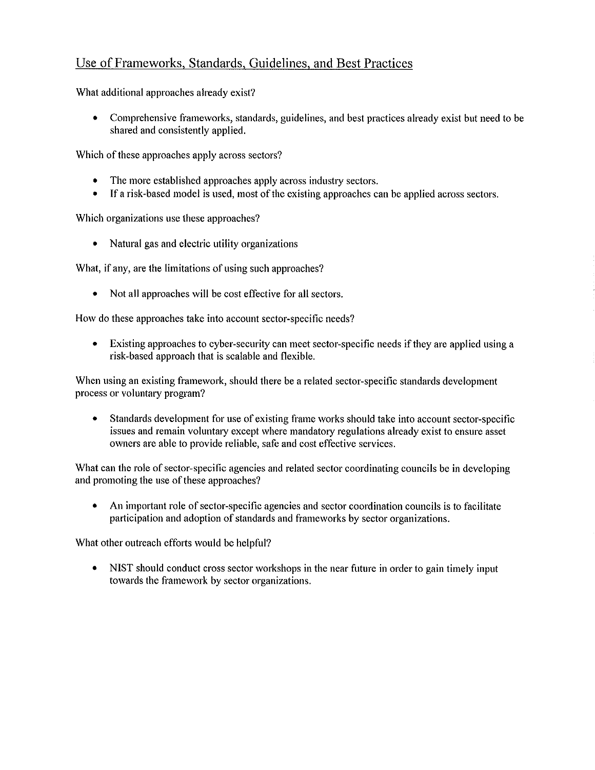## Use of Frameworks, Standards, Guidelines, and Best Practices

What additional approaches already exist?

- Comprehensive frameworks, standards, guidelines, and best practices already exist but need to be shared and consistently applied.

Which of these approaches apply across sectors?

- The more established approaches apply across industry sectors.
- If a risk-based model is used, most of the existing approaches can be applied across sectors.

Which organizations use these approaches?

- Natural gas and electric utility organizations

What, if any, are the limitations of using such approaches?

- Not all approaches will be cost effective for all sectors.

How do these approaches take into account sector-specific needs?

- Existing approaches to cyber-security can meet sector-specific needs if they are applied using a risk-based approach that is scalable and flexible.

When using an existing framework, should there be a related sector-specific standards development process or voluntary program?

- Standards development for use of existing frame works should take into account sector-specific issues and remain voluntary except where mandatory regulations already exist to ensure asset owners are able to provide reliable, safe and cost effective services.

What can the role of sector-specific agencies and related sector coordinating councils be in developing and promoting the use of these approaches?

- An important role of sector-specific agencies and sector coordination councils is to facilitate participation and adoption of standards and frameworks by sector organizations.

What other outreach efforts would be helpful?

- NIST should conduct cross sector workshops in the near future in order to gain timely input towards the framework by sector organizations.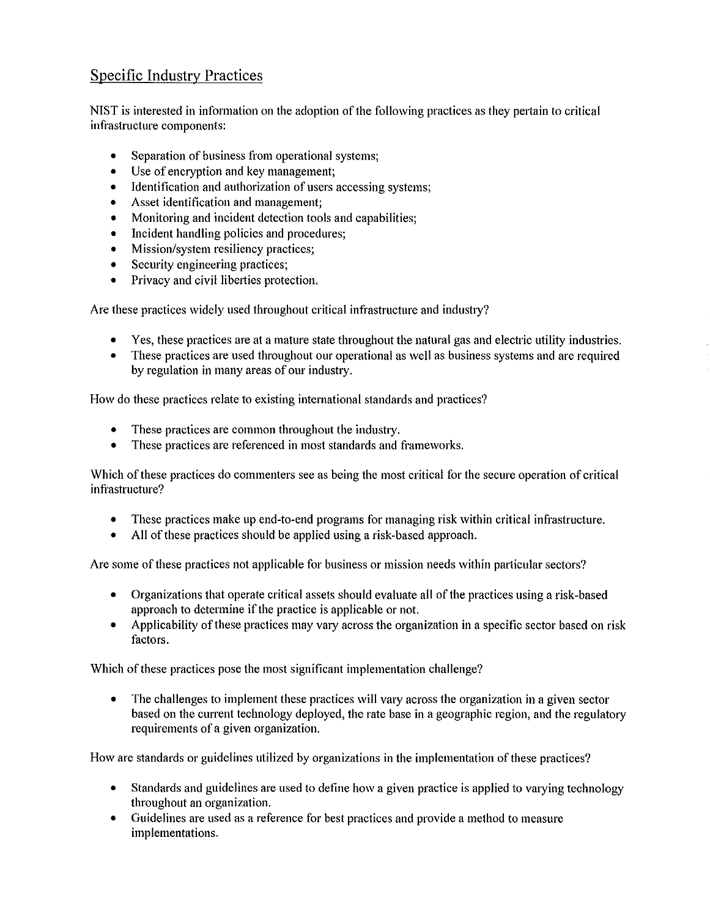## Specific Industry Practices

NIST is interested in information on the adoption of the following practices as they pertain to critical infrastructure components:

- Separation of business from operational systems;
- Use of encryption and key management;
- Identification and authorization of users accessing systems;
- Asset identification and management;
- Monitoring and incident detection tools and capabilities;
- Incident handling policies and procedures;
- Mission/system resiliency practices;
- Security engineering practices;
- Privacy and civil liberties protection.

Are these practices widely used throughout critical infrastructure and industry?

- Yes, these practices are at a mature state throughout the natural gas and electric utility industries.
- These practices are used throughout our operational as well as business systems and are required by regulation in many areas of our industry.

How do these practices relate to existing international standards and practices?

- These practices are common throughout the industry.
- These practices are referenced in most standards and frameworks.

Which of these practices do commenters see as being the most critical for the secure operation of critical infrastructure?

- These practices make up end-to-end programs for managing risk within critical infrastructure.
- All of these practices should be applied using a risk-based approach.

Are some of these practices not applicable for business or mission needs within particular sectors?

- Organizations that operate critical assets should evaluate all of the practices using a risk-based approach to determine if the practice is applicable or not.
- Applicability of these practices may vary across the organization in a specific sector based on risk factors.

Which of these practices pose the most significant implementation challenge?

- The challenges to implement these practices will vary across the organization in a given sector based on the current technology deployed, the rate base in a geographic region, and the regulatory requirements of a given organization.

How are standards or guidelines utilized by organizations in the implementation of these practices?

- Standards and guidelines are used to define how a given practice is applied to varying technology throughout an organization.
- Guidelines are used as a reference for best practices and provide a method to measure implementations.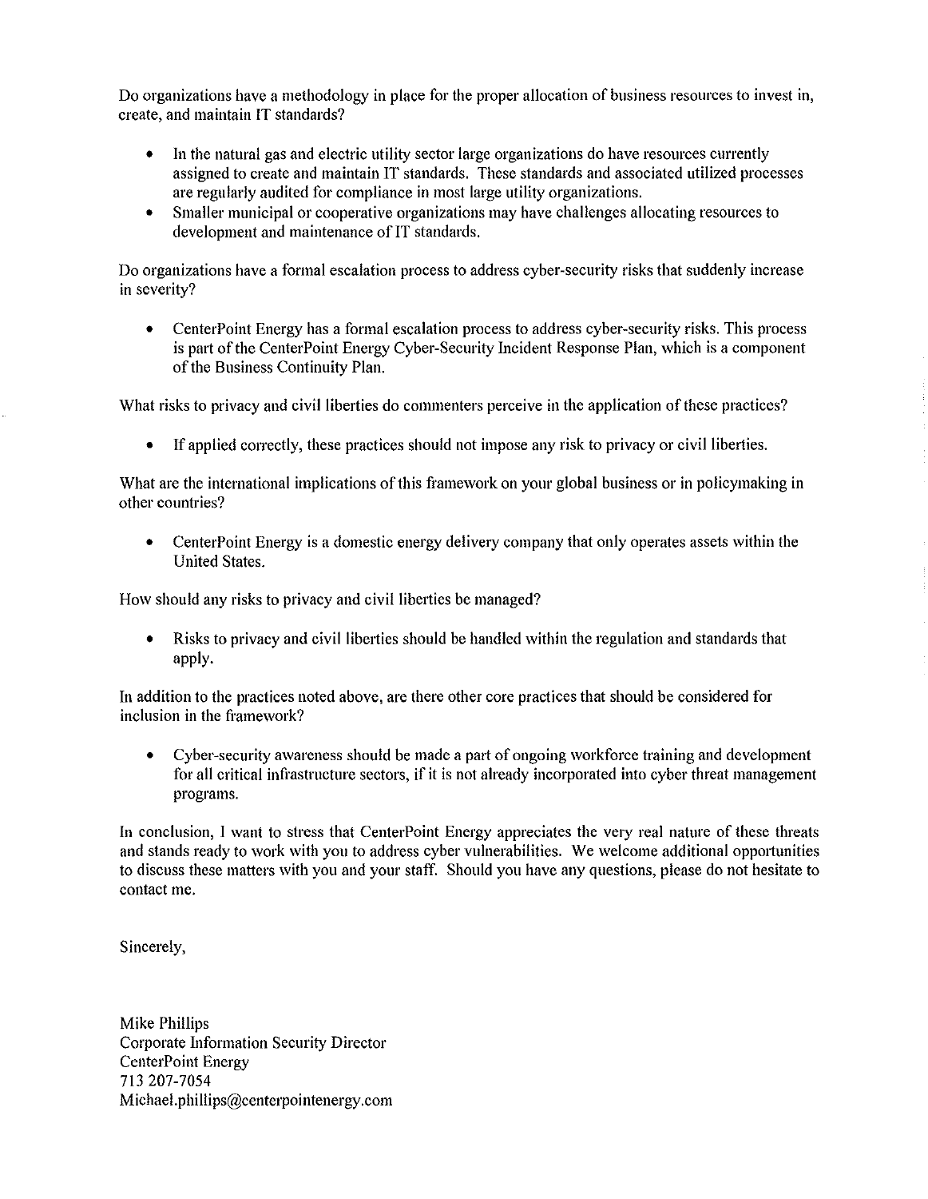Do organizations have a methodology in place for the proper allocation of business resources to invest in, create, and maintain IT standards?

- In the natural gas and electric utility sector large organizations do have resources currently assigned to create and maintain IT standards. These standards and associated utilized processes are regularly audited for compliance in most large utility organizations.
- Smaller municipal or cooperative organizations may have challenges allocating resources to development and maintenance of IT standards.

Do organizations have a formal escalation process to address cyber-security risks that suddenly increase in severity?

- CenterPoint Energy has a formal escalation process to address cyber-security risks. This process is part of the CenterPoint Energy Cyber-Security Incident Response Plan, which is a component of the Business Continuity Plan.

What risks to privacy and civil liberties do commenters perceive in the application of these practices?

- If applied correctly, these practices should not impose any risk to privacy or civil liberties.

What are the international implications of this framework on your global business or in policymaking in other countries?

- CenterPoint Energy is a domestic energy delivery company that only operates assets within the United States.

How should any risks to privacy and civil liberties be managed?

- Risks to privacy and civil liberties should be handled within the regulation and standards that apply.

In addition to the practices noted above, are there other core practices that should be considered for inclusion in the framework?

- Cyber-security awareness should be made a part of ongoing workforce training and development for all critical infrastructure sectors, if it is not already incorporated into cyber threat management programs.

In conclusion, I want to stress that CenterPoint Energy appreciates the very real nature of these threats and stands ready to work with you to address cyber vulnerabilities. We welcome additional opportunities to discuss these matters with you and your staff. Should you have any questions, please do not hesitate to contact me.

Sincerely,

Mike Phillips
Corporate Information Security Director
CenterPoint Energy
713 207-7054
Michael.phillips@centerpointenergy.com